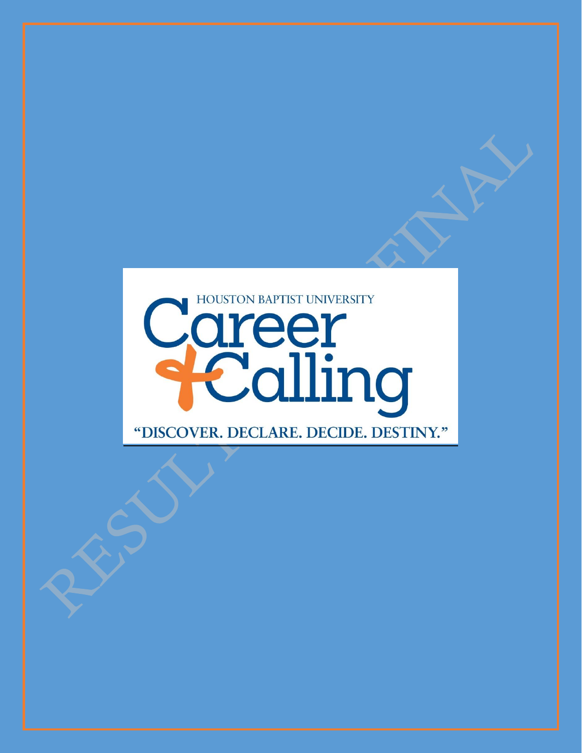HOUSTON BAPTIST UNIVERSITY

# Career Calling

"DISCOVER. DECLARE. DECIDE. DESTINY."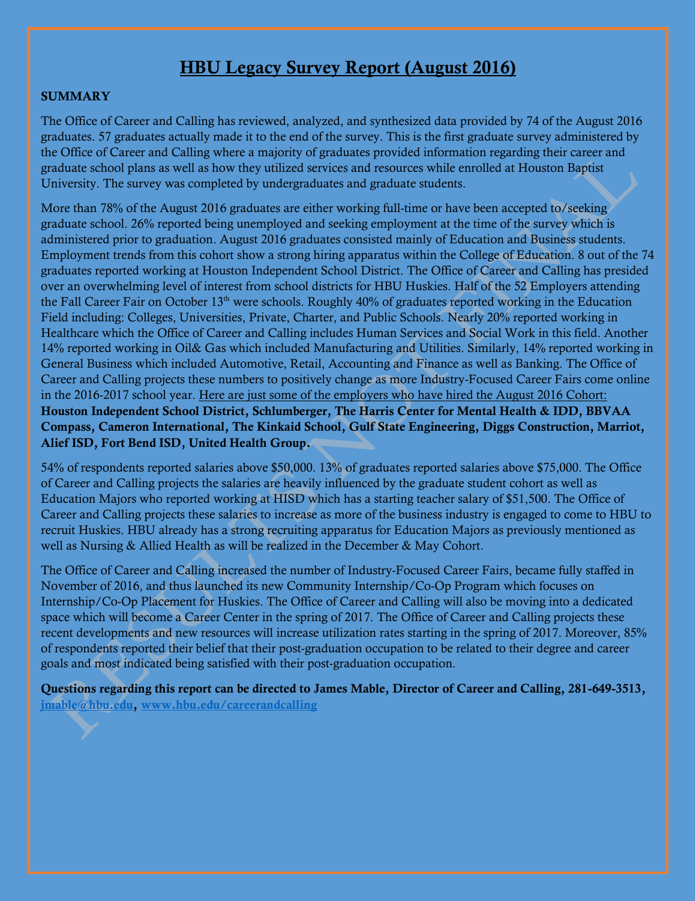# HBU Legacy Survey Report (August 2016)

**SUMMARY**

The Office of Career and Calling has reviewed, analyzed, and synthesized data provided by 74 of the August 2016 graduates. 57 graduates actually made it to the end of the survey. This is the first graduate survey administered by the Office of Career and Calling where a majority of graduates provided information regarding their career and graduate school plans as well as how they utilized services and resources while enrolled at Houston Baptist University. The survey was completed by undergraduates and graduate students.

More than 78% of the August 2016 graduates are either working full-time or have been accepted to/seeking graduate school. 26% reported being unemployed and seeking employment at the time of the survey which is administered prior to graduation. August 2016 graduates consisted mainly of Education and Business students. Employment trends from this cohort show a strong hiring apparatus within the College of Education. 8 out of the 74 graduates reported working at Houston Independent School District. The Office of Career and Calling has presided over an overwhelming level of interest from school districts for HBU Huskies. Half of the 52 Employers attending the Fall Career Fair on October 13th were schools. Roughly 40% of graduates reported working in the Education Field including: Colleges, Universities, Private, Charter, and Public Schools. Nearly 20% reported working in Healthcare which the Office of Career and Calling includes Human Services and Social Work in this field. Another 14% reported working in Oil& Gas which included Manufacturing and Utilities. Similarly, 14% reported working in General Business which included Automotive, Retail, Accounting and Finance as well as Banking. The Office of Career and Calling projects these numbers to positively change as more Industry-Focused Career Fairs come online in the 2016-2017 school year. Here are just some of the employers who have hired the August 2016 Cohort: **Houston Independent School District, Schlumberger, The Harris Center for Mental Health & IDD, BBVAA Compass, Cameron International, The Kinkaid School, Gulf State Engineering, Diggs Construction, Marriot, Alief ISD, Fort Bend ISD, United Health Group.**

54% of respondents reported salaries above $50,000. 13% of graduates reported salaries above $75,000. The Office of Career and Calling projects the salaries are heavily influenced by the graduate student cohort as well as Education Majors who reported working at HISD which has a starting teacher salary of $51,500. The Office of Career and Calling projects these salaries to increase as more of the business industry is engaged to come to HBU to recruit Huskies. HBU already has a strong recruiting apparatus for Education Majors as previously mentioned as well as Nursing & Allied Health as will be realized in the December & May Cohort.

The Office of Career and Calling increased the number of Industry-Focused Career Fairs, became fully staffed in November of 2016, and thus launched its new Community Internship/Co-Op Program which focuses on Internship/Co-Op Placement for Huskies. The Office of Career and Calling will also be moving into a dedicated space which will become a Career Center in the spring of 2017. The Office of Career and Calling projects these recent developments and new resources will increase utilization rates starting in the spring of 2017. Moreover, 85% of respondents reported their belief that their post-graduation occupation to be related to their degree and career goals and most indicated being satisfied with their post-graduation occupation.

**Questions regarding this report can be directed to James Mable, Director of Career and Calling, 281-649-3513, jmable@hbu.edu, www.hbu.edu/careerandcalling**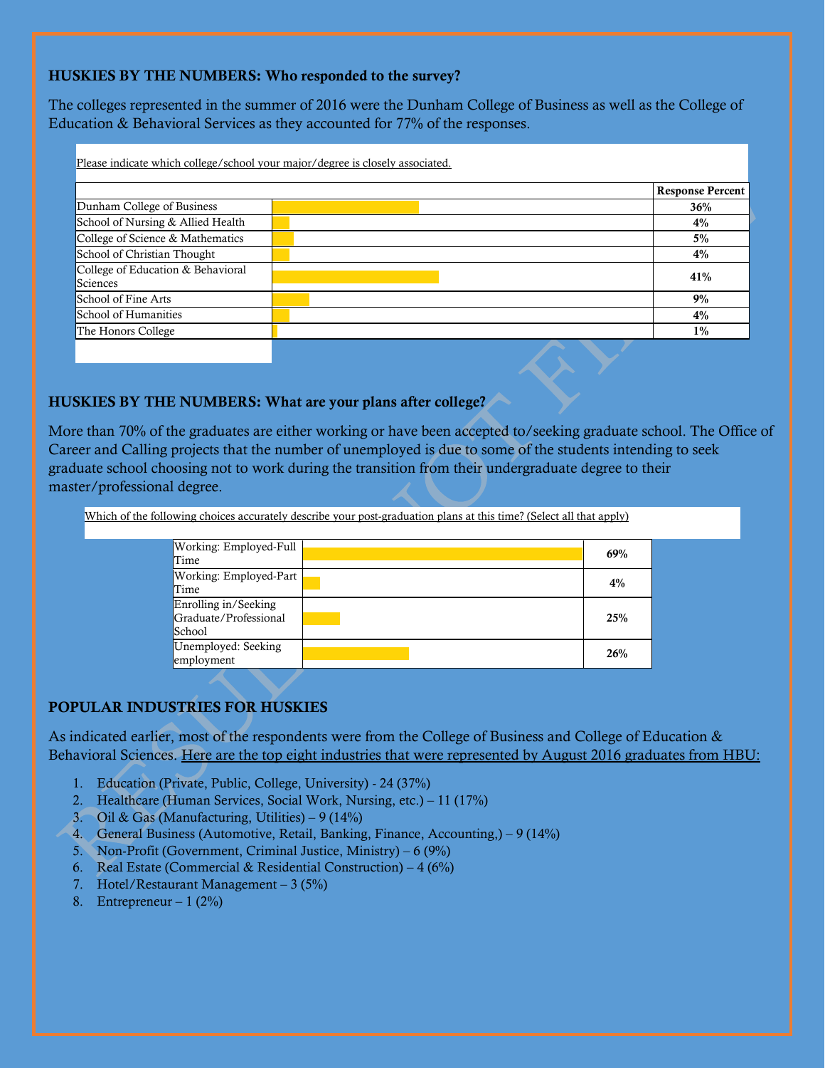### HUSKIES BY THE NUMBERS: Who responded to the survey?

The colleges represented in the summer of 2016 were the Dunham College of Business as well as the College of Education & Behavioral Services as they accounted for 77% of the responses.

Please indicate which college/school your major/degree is closely associated.

| | Response Percent |
|---|---|
| Dunham College of Business | **36%** |
| School of Nursing & Allied Health | **4%** |
| College of Science & Mathematics | **5%** |
| School of Christian Thought | **4%** |
| College of Education & Behavioral Sciences | **41%** |
| School of Fine Arts | **9%** |
| School of Humanities | **4%** |
| The Honors College | **1%** |

### HUSKIES BY THE NUMBERS: What are your plans after college?

More than 70% of the graduates are either working or have been accepted to/seeking graduate school. The Office of Career and Calling projects that the number of unemployed is due to some of the students intending to seek graduate school choosing not to work during the transition from their undergraduate degree to their master/professional degree.

Which of the following choices accurately describe your post-graduation plans at this time? (Select all that apply)

| | |
|---|---|
| Working: Employed-Full Time | **69%** |
| Working: Employed-Part Time | **4%** |
| Enrolling in/Seeking Graduate/Professional School | **25%** |
| Unemployed: Seeking employment | **26%** |

### POPULAR INDUSTRIES FOR HUSKIES

As indicated earlier, most of the respondents were from the College of Business and College of Education & Behavioral Sciences. Here are the top eight industries that were represented by August 2016 graduates from HBU:

1. Education (Private, Public, College, University) - 24 (37%)
2. Healthcare (Human Services, Social Work, Nursing, etc.) – 11 (17%)
3. Oil & Gas (Manufacturing, Utilities) – 9 (14%)
4. General Business (Automotive, Retail, Banking, Finance, Accounting,) – 9 (14%)
5. Non-Profit (Government, Criminal Justice, Ministry) – 6 (9%)
6. Real Estate (Commercial & Residential Construction) – 4 (6%)
7. Hotel/Restaurant Management – 3 (5%)
8. Entrepreneur – 1 (2%)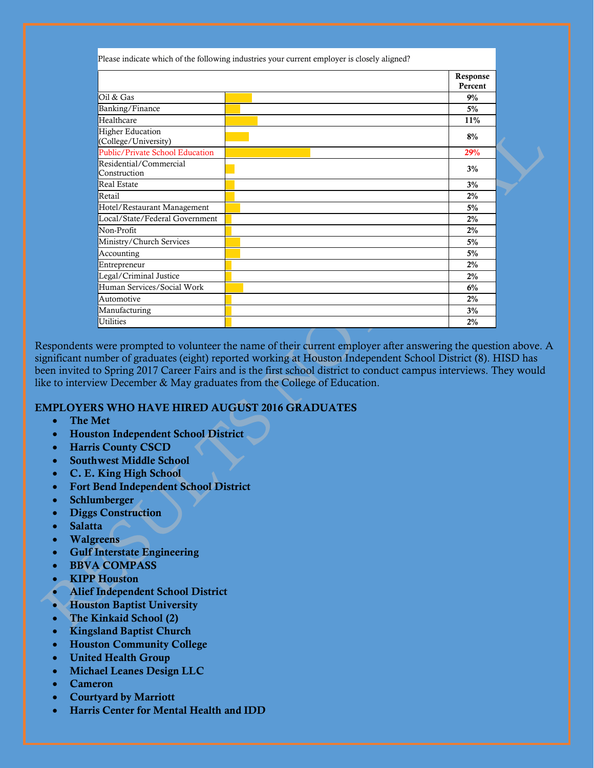| Please indicate which of the following industries your current employer is closely aligned? | Response Percent |
| --- | --- |
| Oil & Gas | 9% |
| Banking/Finance | 5% |
| Healthcare | 11% |
| Higher Education (College/University) | 8% |
| Public/Private School Education | 29% |
| Residential/Commercial Construction | 3% |
| Real Estate | 3% |
| Retail | 2% |
| Hotel/Restaurant Management | 5% |
| Local/State/Federal Government | 2% |
| Non-Profit | 2% |
| Ministry/Church Services | 5% |
| Accounting | 5% |
| Entrepreneur | 2% |
| Legal/Criminal Justice | 2% |
| Human Services/Social Work | 6% |
| Automotive | 2% |
| Manufacturing | 3% |
| Utilities | 2% |

Respondents were prompted to volunteer the name of their current employer after answering the question above. A significant number of graduates (eight) reported working at Houston Independent School District (8). HISD has been invited to Spring 2017 Career Fairs and is the first school district to conduct campus interviews. They would like to interview December & May graduates from the College of Education.

## EMPLOYERS WHO HAVE HIRED AUGUST 2016 GRADUATES

- **The Met**
- **Houston Independent School District**
- **Harris County CSCD**
- **Southwest Middle School**
- **C. E. King High School**
- **Fort Bend Independent School District**
- **Schlumberger**
- **Diggs Construction**
- **Salatta**
- **Walgreens**
- **Gulf Interstate Engineering**
- **BBVA COMPASS**
- **KIPP Houston**
- **Alief Independent School District**
- **Houston Baptist University**
- **The Kinkaid School (2)**
- **Kingsland Baptist Church**
- **Houston Community College**
- **United Health Group**
- **Michael Leanes Design LLC**
- **Cameron**
- **Courtyard by Marriott**
- **Harris Center for Mental Health and IDD**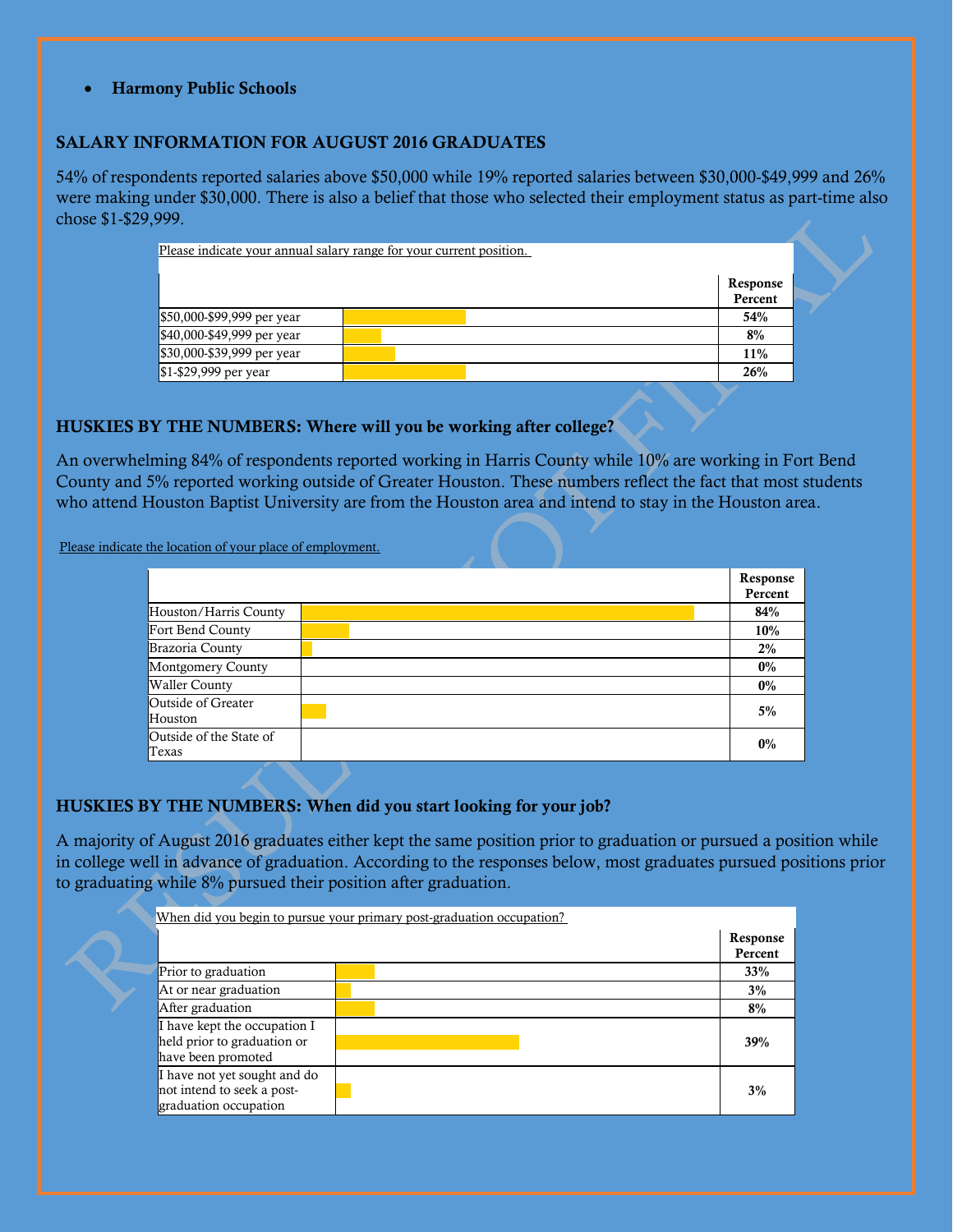- **Harmony Public Schools**

## SALARY INFORMATION FOR AUGUST 2016 GRADUATES

54% of respondents reported salaries above $50,000 while 19% reported salaries between $30,000-$49,999 and 26% were making under $30,000. There is also a belief that those who selected their employment status as part-time also chose $1-$29,999.

Please indicate your annual salary range for your current position.

| | Response Percent |
|---|---|
| $50,000-$99,999 per year | **54%** |
| $40,000-$49,999 per year | **8%** |
| $30,000-$39,999 per year | **11%** |
| $1-$29,999 per year | **26%** |

## HUSKIES BY THE NUMBERS: Where will you be working after college?

An overwhelming 84% of respondents reported working in Harris County while 10% are working in Fort Bend County and 5% reported working outside of Greater Houston. These numbers reflect the fact that most students who attend Houston Baptist University are from the Houston area and intend to stay in the Houston area.

Please indicate the location of your place of employment.

| | Response Percent |
|---|---|
| Houston/Harris County | **84%** |
| Fort Bend County | **10%** |
| Brazoria County | **2%** |
| Montgomery County | **0%** |
| Waller County | **0%** |
| Outside of Greater Houston | **5%** |
| Outside of the State of Texas | **0%** |

## HUSKIES BY THE NUMBERS: When did you start looking for your job?

A majority of August 2016 graduates either kept the same position prior to graduation or pursued a position while in college well in advance of graduation. According to the responses below, most graduates pursued positions prior to graduating while 8% pursued their position after graduation.

When did you begin to pursue your primary post-graduation occupation?

| | Response Percent |
|---|---|
| Prior to graduation | **33%** |
| At or near graduation | **3%** |
| After graduation | **8%** |
| I have kept the occupation I held prior to graduation or have been promoted | **39%** |
| I have not yet sought and do not intend to seek a post-graduation occupation | **3%** |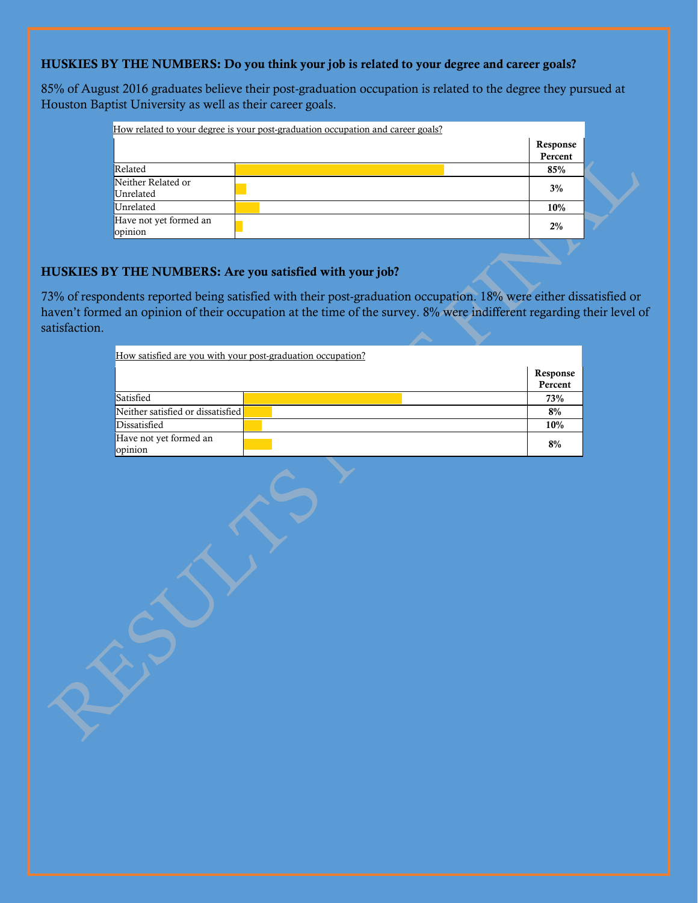**HUSKIES BY THE NUMBERS: Do you think your job is related to your degree and career goals?**

85% of August 2016 graduates believe their post-graduation occupation is related to the degree they pursued at Houston Baptist University as well as their career goals.

How related to your degree is your post-graduation occupation and career goals?

| | Response Percent |
|---|---|
| Related | 85% |
| Neither Related or Unrelated | 3% |
| Unrelated | 10% |
| Have not yet formed an opinion | 2% |

**HUSKIES BY THE NUMBERS: Are you satisfied with your job?**

73% of respondents reported being satisfied with their post-graduation occupation. 18% were either dissatisfied or haven't formed an opinion of their occupation at the time of the survey. 8% were indifferent regarding their level of satisfaction.

How satisfied are you with your post-graduation occupation?

| | Response Percent |
|---|---|
| Satisfied | 73% |
| Neither satisfied or dissatisfied | 8% |
| Dissatisfied | 10% |
| Have not yet formed an opinion | 8% |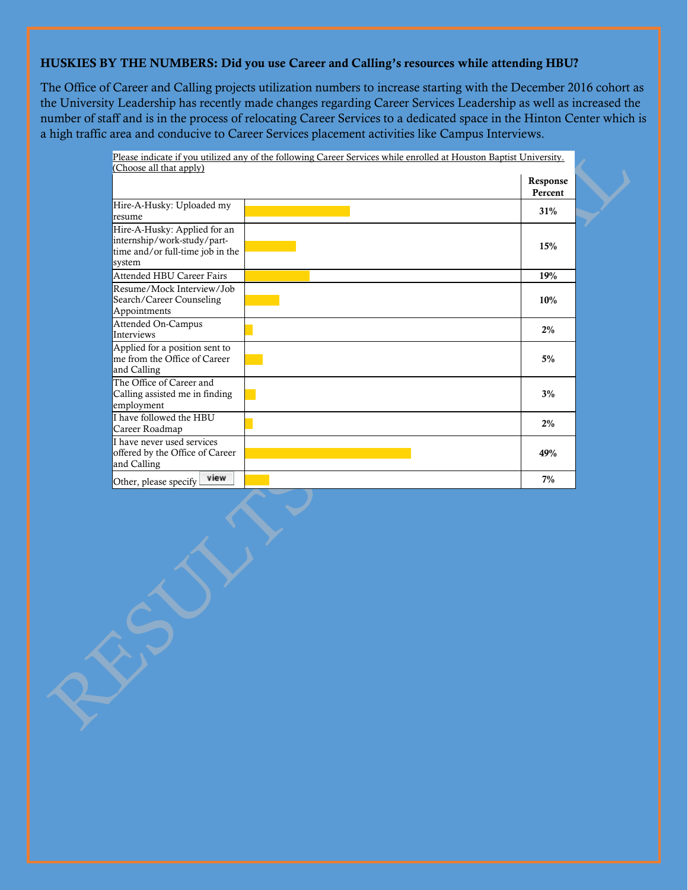**HUSKIES BY THE NUMBERS: Did you use Career and Calling's resources while attending HBU?**

The Office of Career and Calling projects utilization numbers to increase starting with the December 2016 cohort as the University Leadership has recently made changes regarding Career Services Leadership as well as increased the number of staff and is in the process of relocating Career Services to a dedicated space in the Hinton Center which is a high traffic area and conducive to Career Services placement activities like Campus Interviews.

Please indicate if you utilized any of the following Career Services while enrolled at Houston Baptist University. (Choose all that apply)

| | Response Percent |
|---|---|
| Hire-A-Husky: Uploaded my resume | 31% |
| Hire-A-Husky: Applied for an internship/work-study/part-time and/or full-time job in the system | 15% |
| Attended HBU Career Fairs | 19% |
| Resume/Mock Interview/Job Search/Career Counseling Appointments | 10% |
| Attended On-Campus Interviews | 2% |
| Applied for a position sent to me from the Office of Career and Calling | 5% |
| The Office of Career and Calling assisted me in finding employment | 3% |
| I have followed the HBU Career Roadmap | 2% |
| I have never used services offered by the Office of Career and Calling | 49% |
| Other, please specify | 7% |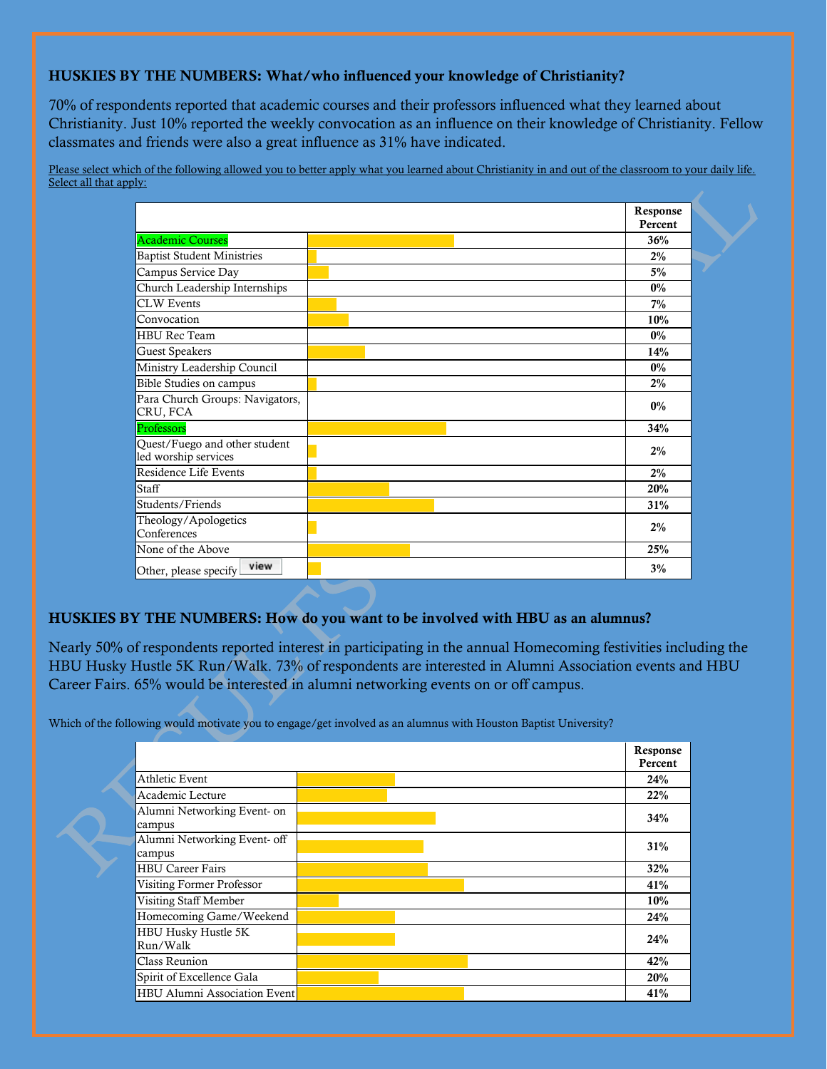**HUSKIES BY THE NUMBERS: What/who influenced your knowledge of Christianity?**

70% of respondents reported that academic courses and their professors influenced what they learned about Christianity. Just 10% reported the weekly convocation as an influence on their knowledge of Christianity. Fellow classmates and friends were also a great influence as 31% have indicated.

Please select which of the following allowed you to better apply what you learned about Christianity in and out of the classroom to your daily life. Select all that apply:

| | Response Percent |
|---|---|
| Academic Courses | 36% |
| Baptist Student Ministries | 2% |
| Campus Service Day | 5% |
| Church Leadership Internships | 0% |
| CLW Events | 7% |
| Convocation | 10% |
| HBU Rec Team | 0% |
| Guest Speakers | 14% |
| Ministry Leadership Council | 0% |
| Bible Studies on campus | 2% |
| Para Church Groups: Navigators, CRU, FCA | 0% |
| Professors | 34% |
| Quest/Fuego and other student led worship services | 2% |
| Residence Life Events | 2% |
| Staff | 20% |
| Students/Friends | 31% |
| Theology/Apologetics Conferences | 2% |
| None of the Above | 25% |
| Other, please specify | 3% |

**HUSKIES BY THE NUMBERS: How do you want to be involved with HBU as an alumnus?**

Nearly 50% of respondents reported interest in participating in the annual Homecoming festivities including the HBU Husky Hustle 5K Run/Walk. 73% of respondents are interested in Alumni Association events and HBU Career Fairs. 65% would be interested in alumni networking events on or off campus.

Which of the following would motivate you to engage/get involved as an alumnus with Houston Baptist University?

| | Response Percent |
|---|---|
| Athletic Event | 24% |
| Academic Lecture | 22% |
| Alumni Networking Event- on campus | 34% |
| Alumni Networking Event- off campus | 31% |
| HBU Career Fairs | 32% |
| Visiting Former Professor | 41% |
| Visiting Staff Member | 10% |
| Homecoming Game/Weekend | 24% |
| HBU Husky Hustle 5K Run/Walk | 24% |
| Class Reunion | 42% |
| Spirit of Excellence Gala | 20% |
| HBU Alumni Association Event | 41% |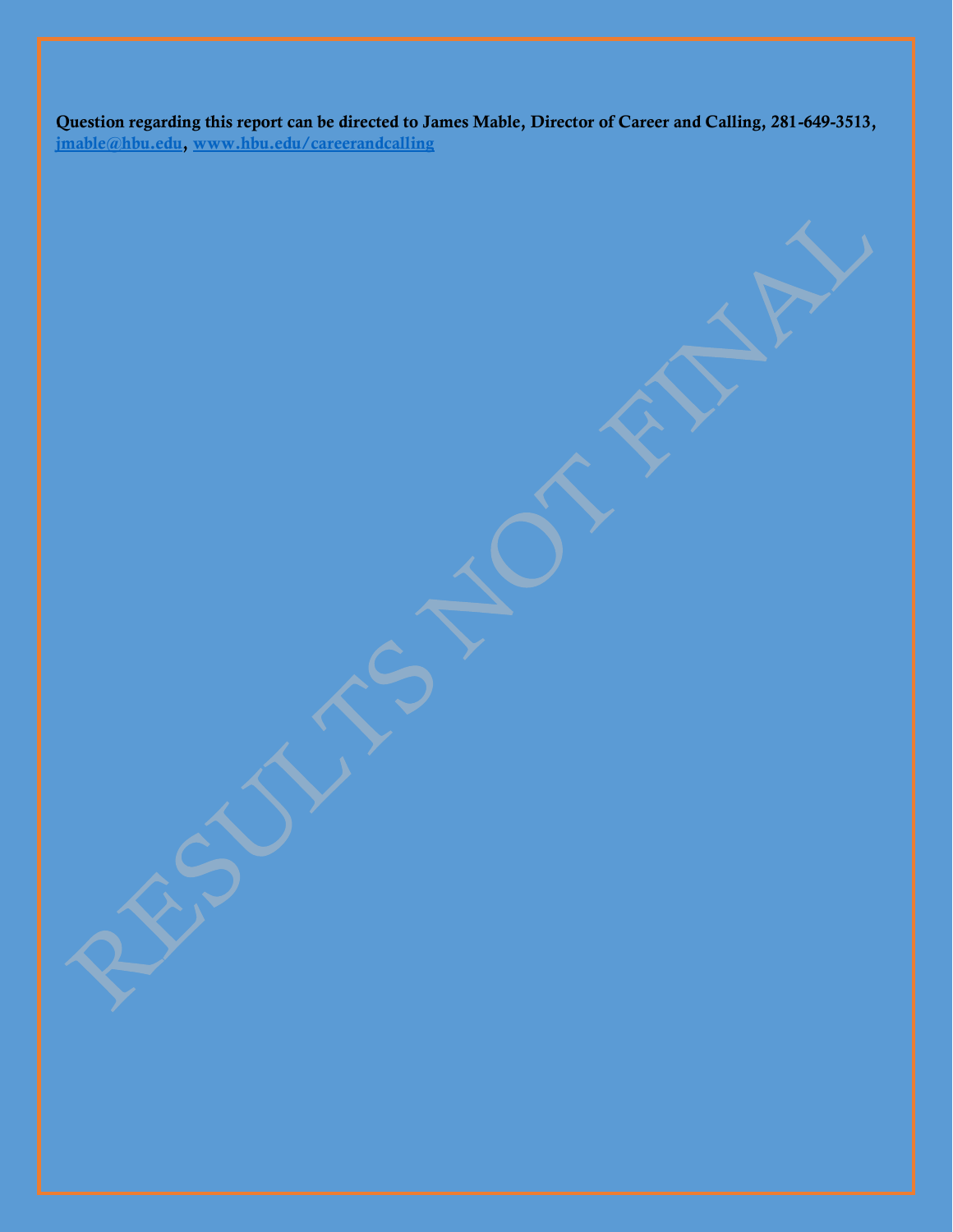**Question regarding this report can be directed to James Mable, Director of Career and Calling, 281-649-3513, jmable@hbu.edu, www.hbu.edu/careerandcalling**

RESULTS NOT FINAL